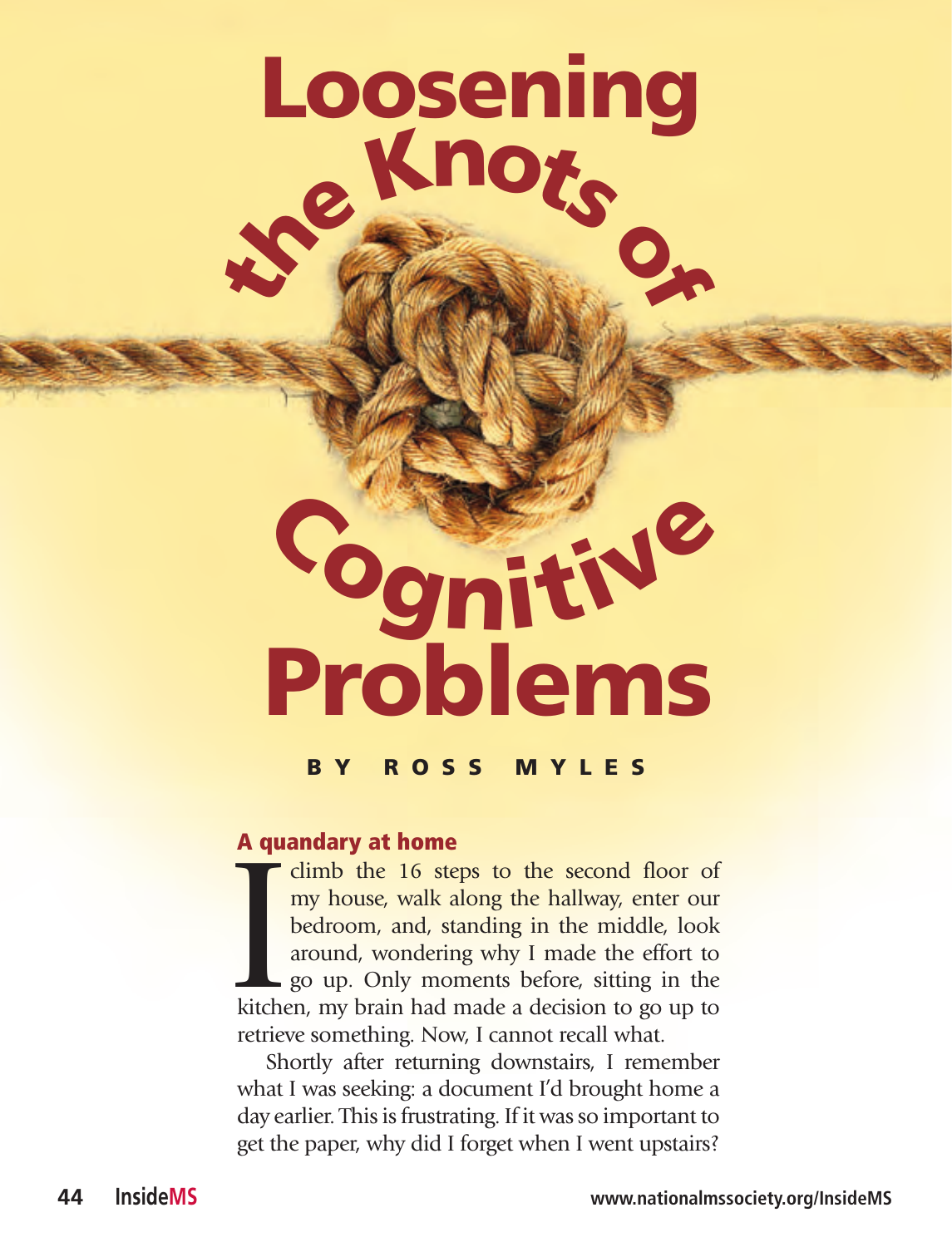# Loosening the Knots of Cognitive Problems

**BY ROSS MYLES**

## A quandary at home

I climb the 16 steps to the second floor of my house, walk along the hallway, enter our bedroom, and, standing in the middle, look around, wondering why I made the effort to go up. Only moments before, sitting in the kitchen, my brain had made a decision to go up to retrieve something. Now, I cannot recall what.

Shortly after returning downstairs, I remember what I was seeking: a document I'd brought home a day earlier. This is frustrating. If it was so important to get the paper, why did I forget when I went upstairs?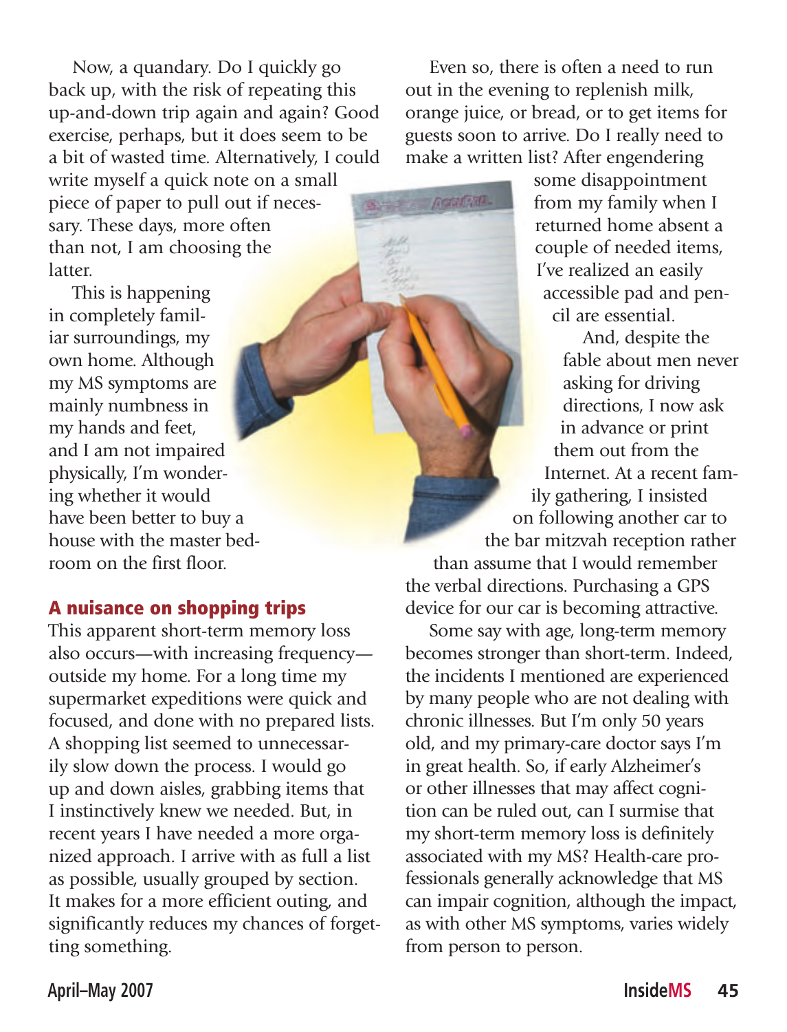Now, a quandary. Do I quickly go back up, with the risk of repeating this up-and-down trip again and again? Good exercise, perhaps, but it does seem to be a bit of wasted time. Alternatively, I could write myself a quick note on a small piece of paper to pull out if necessary. These days, more often than not, I am choosing the latter.

This is happening in completely familiar surroundings, my own home. Although my MS symptoms are mainly numbness in my hands and feet, and I am not impaired physically, I'm wondering whether it would have been better to buy a house with the master bedroom on the first floor.

## A nuisance on shopping trips

This apparent short-term memory loss also occurs—with increasing frequency—outside my home. For a long time my supermarket expeditions were quick and focused, and done with no prepared lists. A shopping list seemed to unnecessarily slow down the process. I would go up and down aisles, grabbing items that I instinctively knew we needed. But, in recent years I have needed a more organized approach. I arrive with as full a list as possible, usually grouped by section. It makes for a more efficient outing, and significantly reduces my chances of forgetting something.

Even so, there is often a need to run out in the evening to replenish milk, orange juice, or bread, or to get items for guests soon to arrive. Do I really need to make a written list? After engendering some disappointment from my family when I returned home absent a couple of needed items, I've realized an easily accessible pad and pencil are essential.

And, despite the fable about men never asking for driving directions, I now ask in advance or print them out from the Internet. At a recent family gathering, I insisted on following another car to the bar mitzvah reception rather than assume that I would remember the verbal directions. Purchasing a GPS device for our car is becoming attractive.

Some say with age, long-term memory becomes stronger than short-term. Indeed, the incidents I mentioned are experienced by many people who are not dealing with chronic illnesses. But I'm only 50 years old, and my primary-care doctor says I'm in great health. So, if early Alzheimer's or other illnesses that may affect cognition can be ruled out, can I surmise that my short-term memory loss is definitely associated with my MS? Health-care professionals generally acknowledge that MS can impair cognition, although the impact, as with other MS symptoms, varies widely from person to person.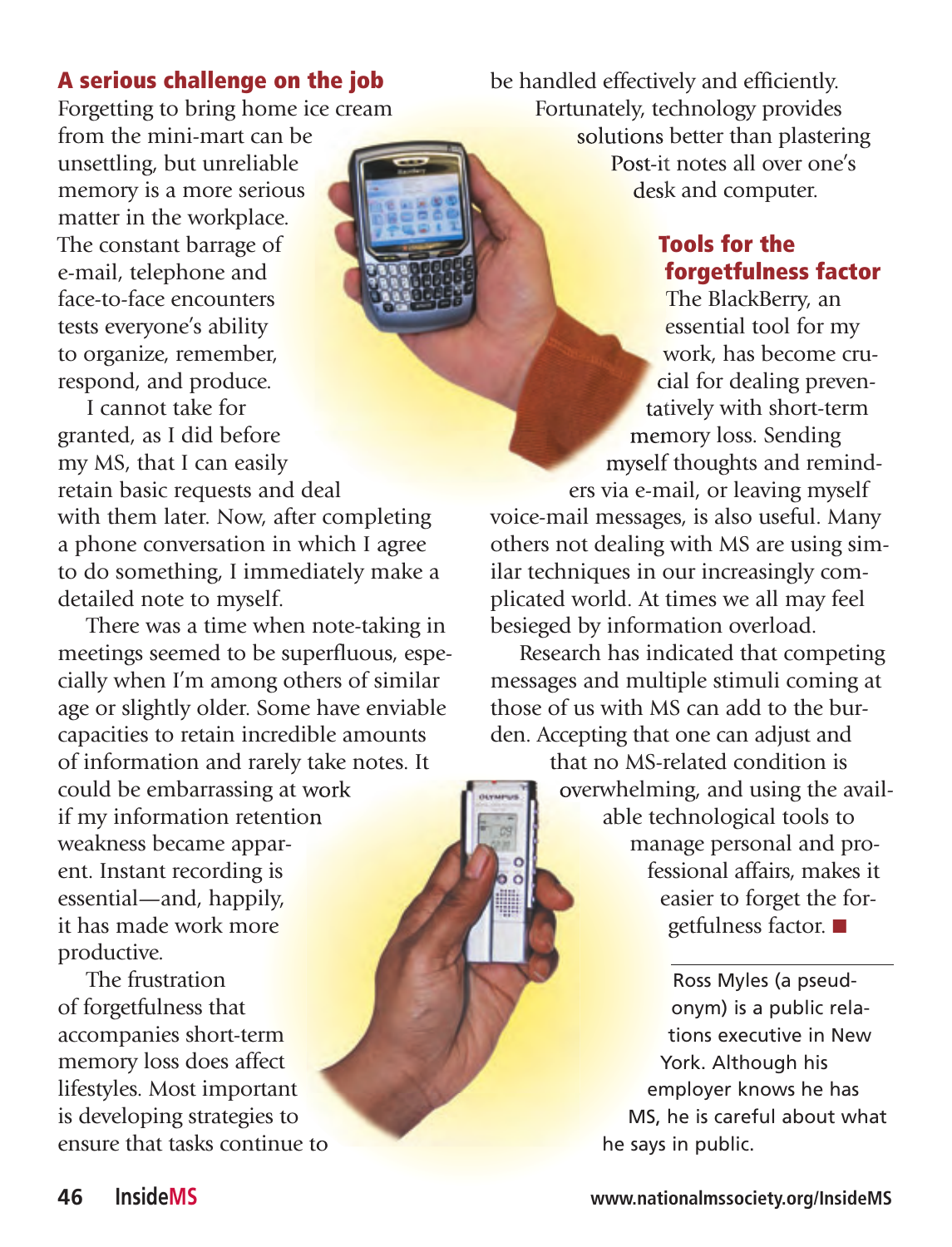## A serious challenge on the job

Forgetting to bring home ice cream from the mini-mart can be unsettling, but unreliable memory is a more serious matter in the workplace. The constant barrage of e-mail, telephone and face-to-face encounters tests everyone's ability to organize, remember, respond, and produce.

I cannot take for granted, as I did before my MS, that I can easily retain basic requests and deal with them later. Now, after completing a phone conversation in which I agree to do something, I immediately make a detailed note to myself.

There was a time when note-taking in meetings seemed to be superfluous, especially when I'm among others of similar age or slightly older. Some have enviable capacities to retain incredible amounts of information and rarely take notes. It could be embarrassing at work if my information retention weakness became apparent. Instant recording is essential—and, happily, it has made work more productive.

The frustration of forgetfulness that accompanies short-term memory loss does affect lifestyles. Most important is developing strategies to ensure that tasks continue to be handled effectively and efficiently.

Fortunately, technology provides solutions better than plastering Post-it notes all over one's desk and computer.

## Tools for the forgetfulness factor

The BlackBerry, an essential tool for my work, has become crucial for dealing preventatively with short-term memory loss. Sending myself thoughts and reminders via e-mail, or leaving myself voice-mail messages, is also useful. Many others not dealing with MS are using similar techniques in our increasingly complicated world. At times we all may feel besieged by information overload.

Research has indicated that competing messages and multiple stimuli coming at those of us with MS can add to the burden. Accepting that one can adjust and that no MS-related condition is overwhelming, and using the available technological tools to manage personal and professional affairs, makes it easier to forget the forgetfulness factor. ■

---

Ross Myles (a pseudonym) is a public relations executive in New York. Although his employer knows he has MS, he is careful about what he says in public.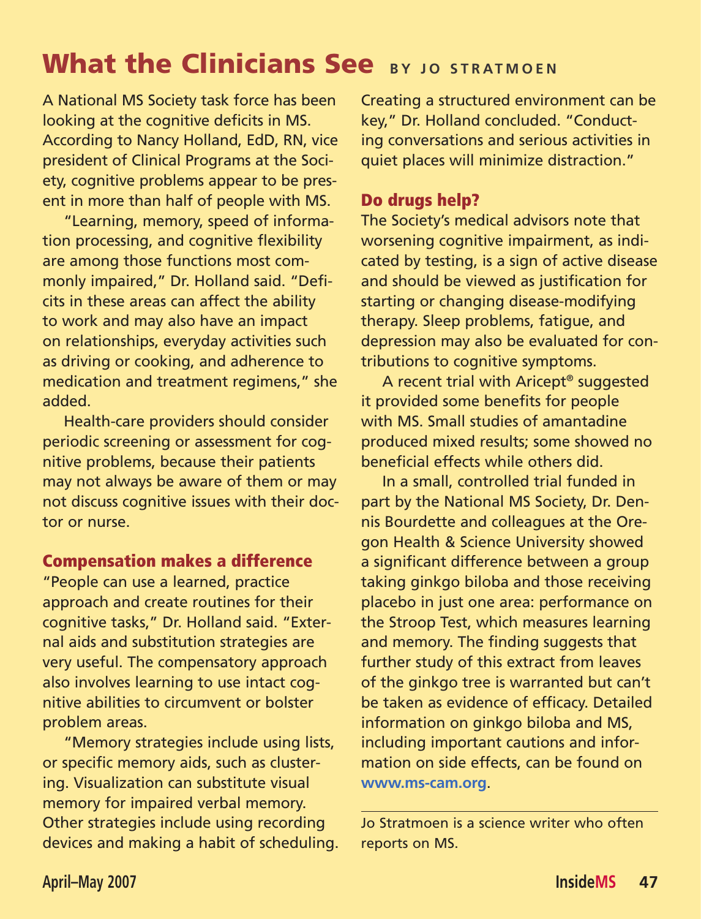# What the Clinicians See

BY JO STRATMOEN

A National MS Society task force has been looking at the cognitive deficits in MS. According to Nancy Holland, EdD, RN, vice president of Clinical Programs at the Society, cognitive problems appear to be present in more than half of people with MS.

"Learning, memory, speed of information processing, and cognitive flexibility are among those functions most commonly impaired," Dr. Holland said. "Deficits in these areas can affect the ability to work and may also have an impact on relationships, everyday activities such as driving or cooking, and adherence to medication and treatment regimens," she added.

Health-care providers should consider periodic screening or assessment for cognitive problems, because their patients may not always be aware of them or may not discuss cognitive issues with their doctor or nurse.

## Compensation makes a difference

"People can use a learned, practice approach and create routines for their cognitive tasks," Dr. Holland said. "External aids and substitution strategies are very useful. The compensatory approach also involves learning to use intact cognitive abilities to circumvent or bolster problem areas.

"Memory strategies include using lists, or specific memory aids, such as clustering. Visualization can substitute visual memory for impaired verbal memory. Other strategies include using recording devices and making a habit of scheduling. Creating a structured environment can be key," Dr. Holland concluded. "Conducting conversations and serious activities in quiet places will minimize distraction."

## Do drugs help?

The Society's medical advisors note that worsening cognitive impairment, as indicated by testing, is a sign of active disease and should be viewed as justification for starting or changing disease-modifying therapy. Sleep problems, fatigue, and depression may also be evaluated for contributions to cognitive symptoms.

A recent trial with Aricept® suggested it provided some benefits for people with MS. Small studies of amantadine produced mixed results; some showed no beneficial effects while others did.

In a small, controlled trial funded in part by the National MS Society, Dr. Dennis Bourdette and colleagues at the Oregon Health & Science University showed a significant difference between a group taking ginkgo biloba and those receiving placebo in just one area: performance on the Stroop Test, which measures learning and memory. The finding suggests that further study of this extract from leaves of the ginkgo tree is warranted but can't be taken as evidence of efficacy. Detailed information on ginkgo biloba and MS, including important cautions and information on side effects, can be found on www.ms-cam.org.

---

Jo Stratmoen is a science writer who often reports on MS.